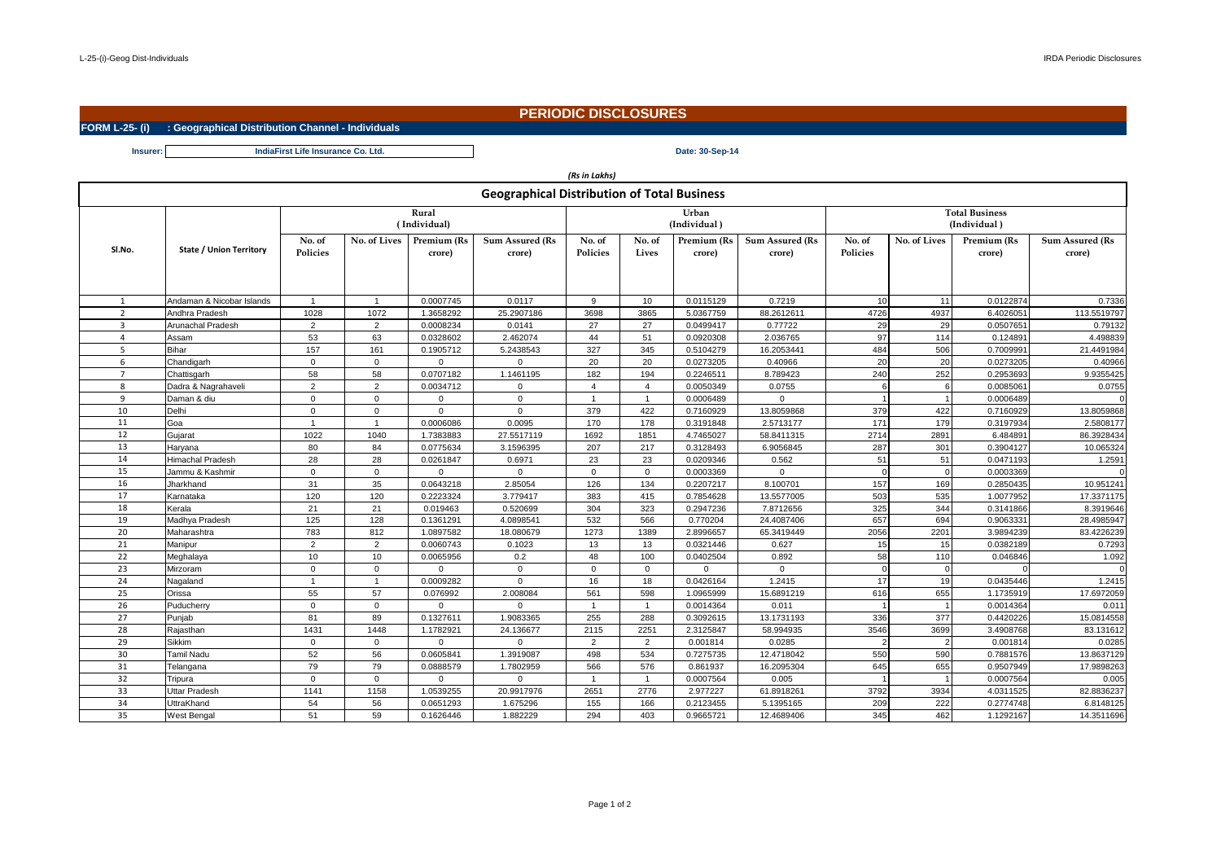# PERIODIC DISCLOSURES

**FORM L-25- (i) : Geographical Distribution Channel - Individuals**

**Insurer:** IndiaFirst Life Insurance Co. Ltd.

**Date: 30-Sep-14**

*(Rs in Lakhs)*

## Geographical Distribution of Total Business

| Sl.No. | State / Union Territory | Rural (Individual) | | | | Urban (Individual) | | | | Total Business (Individual) | | | |
|---|---|---|---|---|---|---|---|---|---|---|---|---|---|
| | | No. of Policies | No. of Lives | Premium (Rs crore) | Sum Assured (Rs crore) | No. of Policies | No. of Lives | Premium (Rs crore) | Sum Assured (Rs crore) | No. of Policies | No. of Lives | Premium (Rs crore) | Sum Assured (Rs crore) |
| 1 | Andaman & Nicobar Islands | 1 | 1 | 0.0007745 | 0.0117 | 9 | 10 | 0.0115129 | 0.7219 | 10 | 11 | 0.0122874 | 0.7336 |
| 2 | Andhra Pradesh | 1028 | 1072 | 1.3658292 | 25.2907186 | 3698 | 3865 | 5.0367759 | 88.2612611 | 4726 | 4937 | 6.4026051 | 113.5519797 |
| 3 | Arunachal Pradesh | 2 | 2 | 0.0008234 | 0.0141 | 27 | 27 | 0.0499417 | 0.77722 | 29 | 29 | 0.0507651 | 0.79132 |
| 4 | Assam | 53 | 63 | 0.0328602 | 2.462074 | 44 | 51 | 0.0920308 | 2.036765 | 97 | 114 | 0.124891 | 4.498839 |
| 5 | Bihar | 157 | 161 | 0.1905712 | 5.2438543 | 327 | 345 | 0.5104279 | 16.2053441 | 484 | 506 | 0.7009991 | 21.4491984 |
| 6 | Chandigarh | 0 | 0 | 0 | 0 | 20 | 20 | 0.0273205 | 0.40966 | 20 | 20 | 0.0273205 | 0.40966 |
| 7 | Chattisgarh | 58 | 58 | 0.0707182 | 1.1461195 | 182 | 194 | 0.2246511 | 8.789423 | 240 | 252 | 0.2953693 | 9.9355425 |
| 8 | Dadra & Nagrahaveli | 2 | 2 | 0.0034712 | 0 | 4 | 4 | 0.0050349 | 0.0755 | 6 | 6 | 0.0085061 | 0.0755 |
| 9 | Daman & diu | 0 | 0 | 0 | 0 | 1 | 1 | 0.0006489 | 0 | 1 | 1 | 0.0006489 | 0 |
| 10 | Delhi | 0 | 0 | 0 | 0 | 379 | 422 | 0.7160929 | 13.8059868 | 379 | 422 | 0.7160929 | 13.8059868 |
| 11 | Goa | 1 | 1 | 0.0006086 | 0.0095 | 170 | 178 | 0.3191848 | 2.5713177 | 171 | 179 | 0.3197934 | 2.5808177 |
| 12 | Gujarat | 1022 | 1040 | 1.7383883 | 27.5517119 | 1692 | 1851 | 4.7465027 | 58.8411315 | 2714 | 2891 | 6.484891 | 86.3928434 |
| 13 | Haryana | 80 | 84 | 0.0775634 | 3.1596395 | 207 | 217 | 0.3128493 | 6.9056845 | 287 | 301 | 0.3904127 | 10.065324 |
| 14 | Himachal Pradesh | 28 | 28 | 0.0261847 | 0.6971 | 23 | 23 | 0.0209346 | 0.562 | 51 | 51 | 0.0471193 | 1.2591 |
| 15 | Jammu & Kashmir | 0 | 0 | 0 | 0 | 0 | 0 | 0.0003369 | 0 | 0 | 0 | 0.0003369 | 0 |
| 16 | Jharkhand | 31 | 35 | 0.0643218 | 2.85054 | 126 | 134 | 0.2207217 | 8.100701 | 157 | 169 | 0.2850435 | 10.951241 |
| 17 | Karnataka | 120 | 120 | 0.2223324 | 3.779417 | 383 | 415 | 0.7854628 | 13.5577005 | 503 | 535 | 1.0077952 | 17.3371175 |
| 18 | Kerala | 21 | 21 | 0.019463 | 0.520699 | 304 | 323 | 0.2947236 | 7.8712656 | 325 | 344 | 0.3141866 | 8.3919646 |
| 19 | Madhya Pradesh | 125 | 128 | 0.1361291 | 4.0898541 | 532 | 566 | 0.770204 | 24.4087406 | 657 | 694 | 0.9063331 | 28.4985947 |
| 20 | Maharashtra | 783 | 812 | 1.0897582 | 18.080679 | 1273 | 1389 | 2.8996657 | 65.3419449 | 2056 | 2201 | 3.9894239 | 83.4226239 |
| 21 | Manipur | 2 | 2 | 0.0060743 | 0.1023 | 13 | 13 | 0.0321446 | 0.627 | 15 | 15 | 0.0382189 | 0.7293 |
| 22 | Meghalaya | 10 | 10 | 0.0065956 | 0.2 | 48 | 100 | 0.0402504 | 0.892 | 58 | 110 | 0.046846 | 1.092 |
| 23 | Mirzoram | 0 | 0 | 0 | 0 | 0 | 0 | 0 | 0 | 0 | 0 | 0 | 0 |
| 24 | Nagaland | 1 | 1 | 0.0009282 | 0 | 16 | 18 | 0.0426164 | 1.2415 | 17 | 19 | 0.0435446 | 1.2415 |
| 25 | Orissa | 55 | 57 | 0.076992 | 2.008084 | 561 | 598 | 1.0965999 | 15.6891219 | 616 | 655 | 1.1735919 | 17.6972059 |
| 26 | Puducherry | 0 | 0 | 0 | 0 | 1 | 1 | 0.0014364 | 0.011 | 1 | 1 | 0.0014364 | 0.011 |
| 27 | Punjab | 81 | 89 | 0.1327611 | 1.9083365 | 255 | 288 | 0.3092615 | 13.1731193 | 336 | 377 | 0.4420226 | 15.0814558 |
| 28 | Rajasthan | 1431 | 1448 | 1.1782921 | 24.136677 | 2115 | 2251 | 2.3125847 | 58.994935 | 3546 | 3699 | 3.4908768 | 83.131612 |
| 29 | Sikkim | 0 | 0 | 0 | 0 | 2 | 2 | 0.001814 | 0.0285 | 2 | 2 | 0.001814 | 0.0285 |
| 30 | Tamil Nadu | 52 | 56 | 0.0605841 | 1.3919087 | 498 | 534 | 0.7275735 | 12.4718042 | 550 | 590 | 0.7881576 | 13.8637129 |
| 31 | Telangana | 79 | 79 | 0.0888579 | 1.7802959 | 566 | 576 | 0.861937 | 16.2095304 | 645 | 655 | 0.9507949 | 17.9898263 |
| 32 | Tripura | 0 | 0 | 0 | 0 | 1 | 1 | 0.0007564 | 0.005 | 1 | 1 | 0.0007564 | 0.005 |
| 33 | Uttar Pradesh | 1141 | 1158 | 1.0539255 | 20.9917976 | 2651 | 2776 | 2.977227 | 61.8918261 | 3792 | 3934 | 4.0311525 | 82.8836237 |
| 34 | UttraKhand | 54 | 56 | 0.0651293 | 1.675296 | 155 | 166 | 0.2123455 | 5.1395165 | 209 | 222 | 0.2774748 | 6.8148125 |
| 35 | West Bengal | 51 | 59 | 0.1626446 | 1.882229 | 294 | 403 | 0.9665721 | 12.4689406 | 345 | 462 | 1.1292167 | 14.3511696 |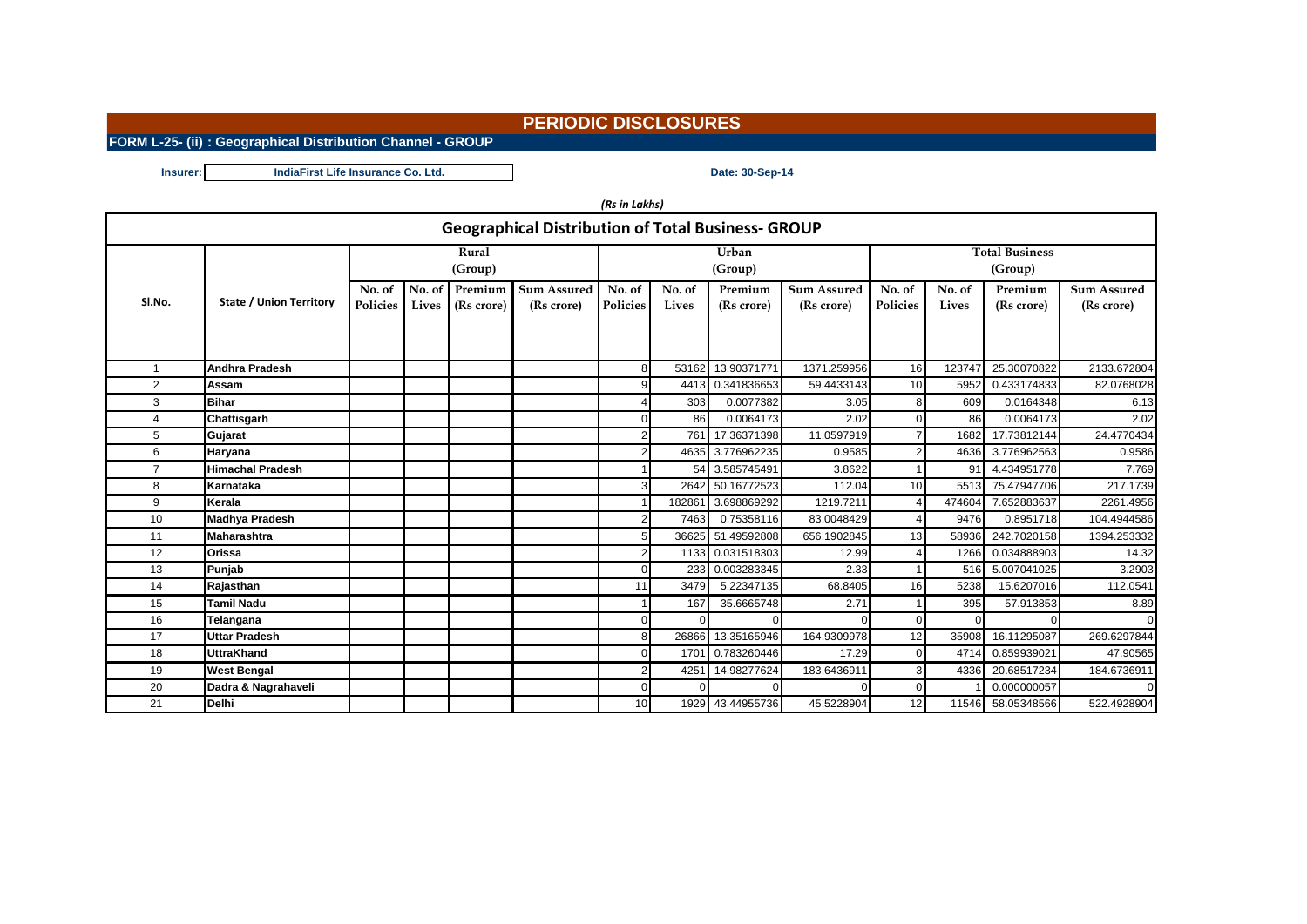# PERIODIC DISCLOSURES

## FORM L-25- (ii) : Geographical Distribution Channel - GROUP

**Insurer:** IndiaFirst Life Insurance Co. Ltd.

**Date: 30-Sep-14**

*(Rs in Lakhs)*

### Geographical Distribution of Total Business- GROUP

| Sl.No. | State / Union Territory | Rural (Group) | | | | Urban (Group) | | | | Total Business (Group) | | | |
|---|---|---|---|---|---|---|---|---|---|---|---|---|---|
| | | No. of Policies | No. of Lives | Premium (Rs crore) | Sum Assured (Rs crore) | No. of Policies | No. of Lives | Premium (Rs crore) | Sum Assured (Rs crore) | No. of Policies | No. of Lives | Premium (Rs crore) | Sum Assured (Rs crore) |
| 1 | Andhra Pradesh | | | | | 8 | 53162 | 13.90371771 | 1371.259956 | 16 | 123747 | 25.30070822 | 2133.672804 |
| 2 | Assam | | | | | 9 | 4413 | 0.341836653 | 59.4433143 | 10 | 5952 | 0.433174833 | 82.0768028 |
| 3 | Bihar | | | | | 4 | 303 | 0.0077382 | 3.05 | 8 | 609 | 0.0164348 | 6.13 |
| 4 | Chattisgarh | | | | | 0 | 86 | 0.0064173 | 2.02 | 0 | 86 | 0.0064173 | 2.02 |
| 5 | Gujarat | | | | | 2 | 761 | 17.36371398 | 11.0597919 | 7 | 1682 | 17.73812144 | 24.4770434 |
| 6 | Haryana | | | | | 2 | 4635 | 3.776962235 | 0.9585 | 2 | 4636 | 3.776962563 | 0.9586 |
| 7 | Himachal Pradesh | | | | | 1 | 54 | 3.585745491 | 3.8622 | 1 | 91 | 4.434951778 | 7.769 |
| 8 | Karnataka | | | | | 3 | 2642 | 50.16772523 | 112.04 | 10 | 5513 | 75.47947706 | 217.1739 |
| 9 | Kerala | | | | | 1 | 182861 | 3.698869292 | 1219.7211 | 4 | 474604 | 7.652883637 | 2261.4956 |
| 10 | Madhya Pradesh | | | | | 2 | 7463 | 0.75358116 | 83.0048429 | 4 | 9476 | 0.8951718 | 104.4944586 |
| 11 | Maharashtra | | | | | 5 | 36625 | 51.49592808 | 656.1902845 | 13 | 58936 | 242.7020158 | 1394.253332 |
| 12 | Orissa | | | | | 2 | 1133 | 0.031518303 | 12.99 | 4 | 1266 | 0.034888903 | 14.32 |
| 13 | Punjab | | | | | 0 | 233 | 0.003283345 | 2.33 | 1 | 516 | 5.007041025 | 3.2903 |
| 14 | Rajasthan | | | | | 11 | 3479 | 5.22347135 | 68.8405 | 16 | 5238 | 15.6207016 | 112.0541 |
| 15 | Tamil Nadu | | | | | 1 | 167 | 35.6665748 | 2.71 | 1 | 395 | 57.913853 | 8.89 |
| 16 | Telangana | | | | | 0 | 0 | 0 | 0 | 0 | 0 | 0 | 0 |
| 17 | Uttar Pradesh | | | | | 8 | 26866 | 13.35165946 | 164.9309978 | 12 | 35908 | 16.11295087 | 269.6297844 |
| 18 | UttraKhand | | | | | 0 | 1701 | 0.783260446 | 17.29 | 0 | 4714 | 0.859939021 | 47.90565 |
| 19 | West Bengal | | | | | 2 | 4251 | 14.98277624 | 183.6436911 | 3 | 4336 | 20.68517234 | 184.6736911 |
| 20 | Dadra & Nagrahaveli | | | | | 0 | 0 | 0 | 0 | 0 | 1 | 0.000000057 | 0 |
| 21 | Delhi | | | | | 10 | 1929 | 43.44955736 | 45.5228904 | 12 | 11546 | 58.05348566 | 522.4928904 |